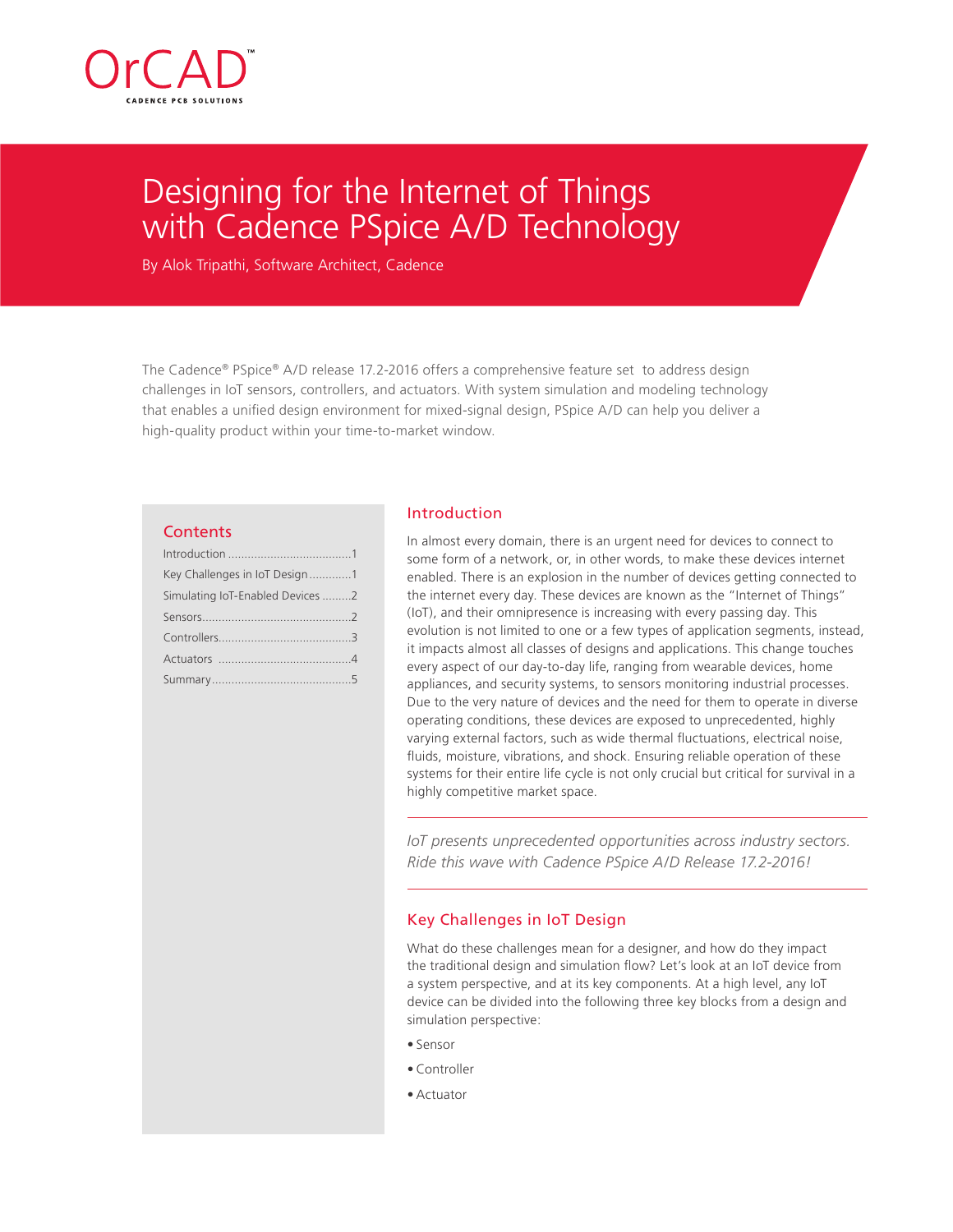OrCAD™

CADENCE PCB SOLUTIONS

# Designing for the Internet of Things with Cadence PSpice A/D Technology

By Alok Tripathi, Software Architect, Cadence

The Cadence® PSpice® A/D release 17.2-2016 offers a comprehensive feature set to address design challenges in IoT sensors, controllers, and actuators. With system simulation and modeling technology that enables a unified design environment for mixed-signal design, PSpice A/D can help you deliver a high-quality product within your time-to-market window.

## Contents

- Introduction ....................................1
- Key Challenges in IoT Design ............1
- Simulating IoT-Enabled Devices .........2
- Sensors............................................2
- Controllers........................................3
- Actuators ........................................4
- Summary..........................................5

## Introduction

In almost every domain, there is an urgent need for devices to connect to some form of a network, or, in other words, to make these devices internet enabled. There is an explosion in the number of devices getting connected to the internet every day. These devices are known as the "Internet of Things" (IoT), and their omnipresence is increasing with every passing day. This evolution is not limited to one or a few types of application segments, instead, it impacts almost all classes of designs and applications. This change touches every aspect of our day-to-day life, ranging from wearable devices, home appliances, and security systems, to sensors monitoring industrial processes. Due to the very nature of devices and the need for them to operate in diverse operating conditions, these devices are exposed to unprecedented, highly varying external factors, such as wide thermal fluctuations, electrical noise, fluids, moisture, vibrations, and shock. Ensuring reliable operation of these systems for their entire life cycle is not only crucial but critical for survival in a highly competitive market space.

*IoT presents unprecedented opportunities across industry sectors. Ride this wave with Cadence PSpice A/D Release 17.2-2016!*

## Key Challenges in IoT Design

What do these challenges mean for a designer, and how do they impact the traditional design and simulation flow? Let's look at an IoT device from a system perspective, and at its key components. At a high level, any IoT device can be divided into the following three key blocks from a design and simulation perspective:

- Sensor
- Controller
- Actuator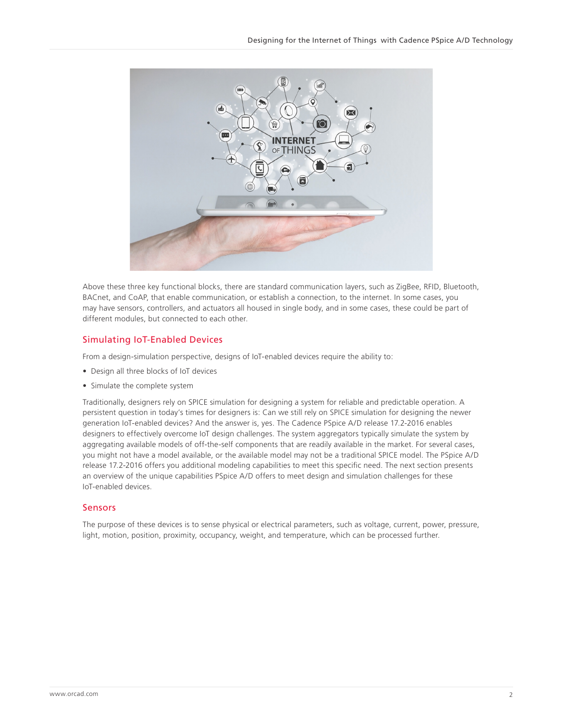Above these three key functional blocks, there are standard communication layers, such as ZigBee, RFID, Bluetooth, BACnet, and CoAP, that enable communication, or establish a connection, to the internet. In some cases, you may have sensors, controllers, and actuators all housed in single body, and in some cases, these could be part of different modules, but connected to each other.

## Simulating IoT-Enabled Devices

From a design-simulation perspective, designs of IoT-enabled devices require the ability to:

- Design all three blocks of IoT devices
- Simulate the complete system

Traditionally, designers rely on SPICE simulation for designing a system for reliable and predictable operation. A persistent question in today's times for designers is: Can we still rely on SPICE simulation for designing the newer generation IoT-enabled devices? And the answer is, yes. The Cadence PSpice A/D release 17.2-2016 enables designers to effectively overcome IoT design challenges. The system aggregators typically simulate the system by aggregating available models of off-the-self components that are readily available in the market. For several cases, you might not have a model available, or the available model may not be a traditional SPICE model. The PSpice A/D release 17.2-2016 offers you additional modeling capabilities to meet this specific need. The next section presents an overview of the unique capabilities PSpice A/D offers to meet design and simulation challenges for these IoT-enabled devices.

## Sensors

The purpose of these devices is to sense physical or electrical parameters, such as voltage, current, power, pressure, light, motion, position, proximity, occupancy, weight, and temperature, which can be processed further.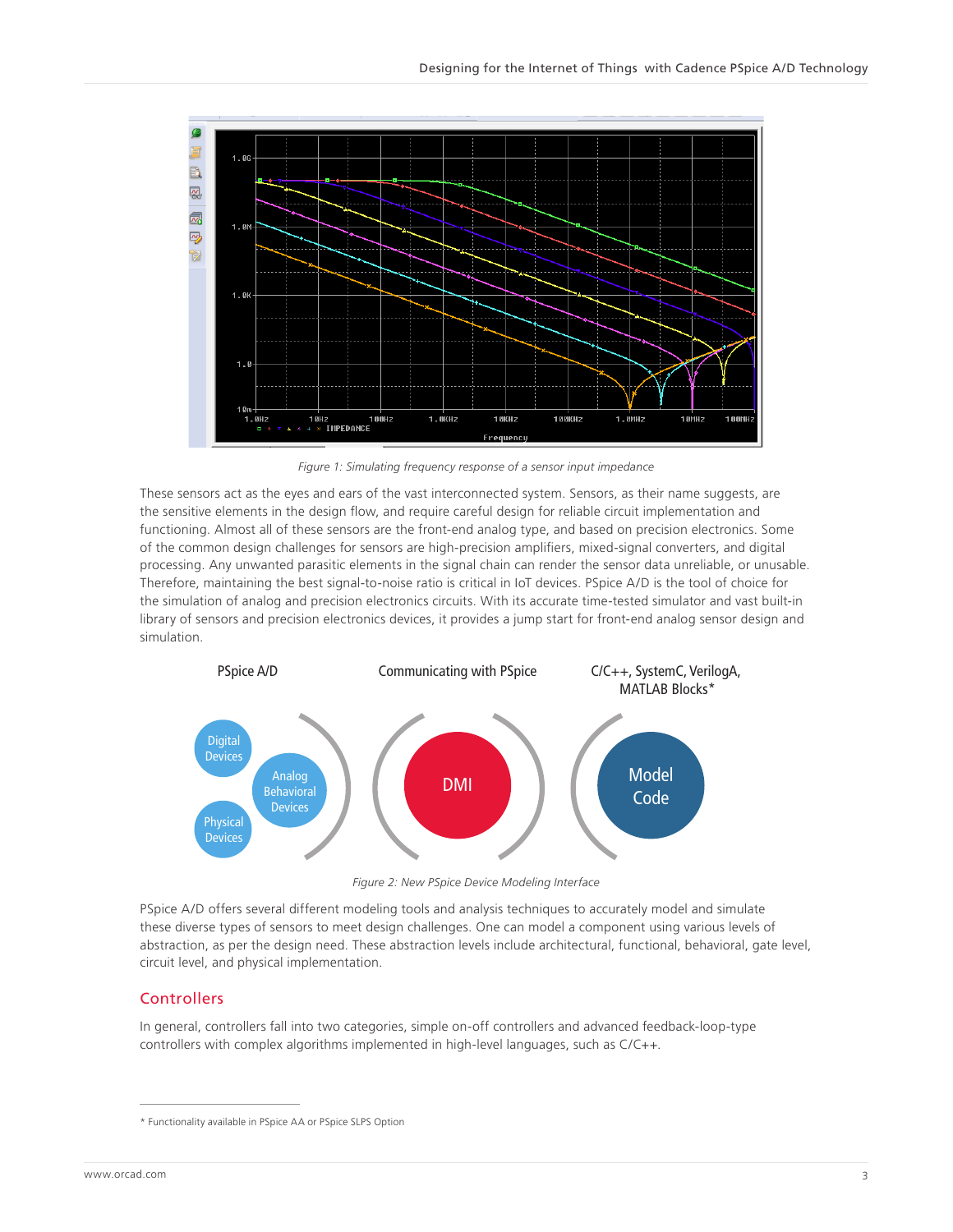1.0G

1.0M

1.0K

1.0

10m

1.0Hz 10Hz 100Hz 1.0KHz 10KHz 100KHz 1.0MHz 10MHz 100MHz

IMPEDANCE

Frequency

*Figure 1: Simulating frequency response of a sensor input impedance*

These sensors act as the eyes and ears of the vast interconnected system. Sensors, as their name suggests, are the sensitive elements in the design flow, and require careful design for reliable circuit implementation and functioning. Almost all of these sensors are the front-end analog type, and based on precision electronics. Some of the common design challenges for sensors are high-precision amplifiers, mixed-signal converters, and digital processing. Any unwanted parasitic elements in the signal chain can render the sensor data unreliable, or unusable. Therefore, maintaining the best signal-to-noise ratio is critical in IoT devices. PSpice A/D is the tool of choice for the simulation of analog and precision electronics circuits. With its accurate time-tested simulator and vast built-in library of sensors and precision electronics devices, it provides a jump start for front-end analog sensor design and simulation.

PSpice A/D

Digital Devices

Analog Behavioral Devices

Physical Devices

Communicating with PSpice

DMI

C/C++, SystemC, VerilogA, MATLAB Blocks*

Model Code

*Figure 2: New PSpice Device Modeling Interface*

PSpice A/D offers several different modeling tools and analysis techniques to accurately model and simulate these diverse types of sensors to meet design challenges. One can model a component using various levels of abstraction, as per the design need. These abstraction levels include architectural, functional, behavioral, gate level, circuit level, and physical implementation.

## Controllers

In general, controllers fall into two categories, simple on-off controllers and advanced feedback-loop-type controllers with complex algorithms implemented in high-level languages, such as C/C++.

* Functionality available in PSpice AA or PSpice SLPS Option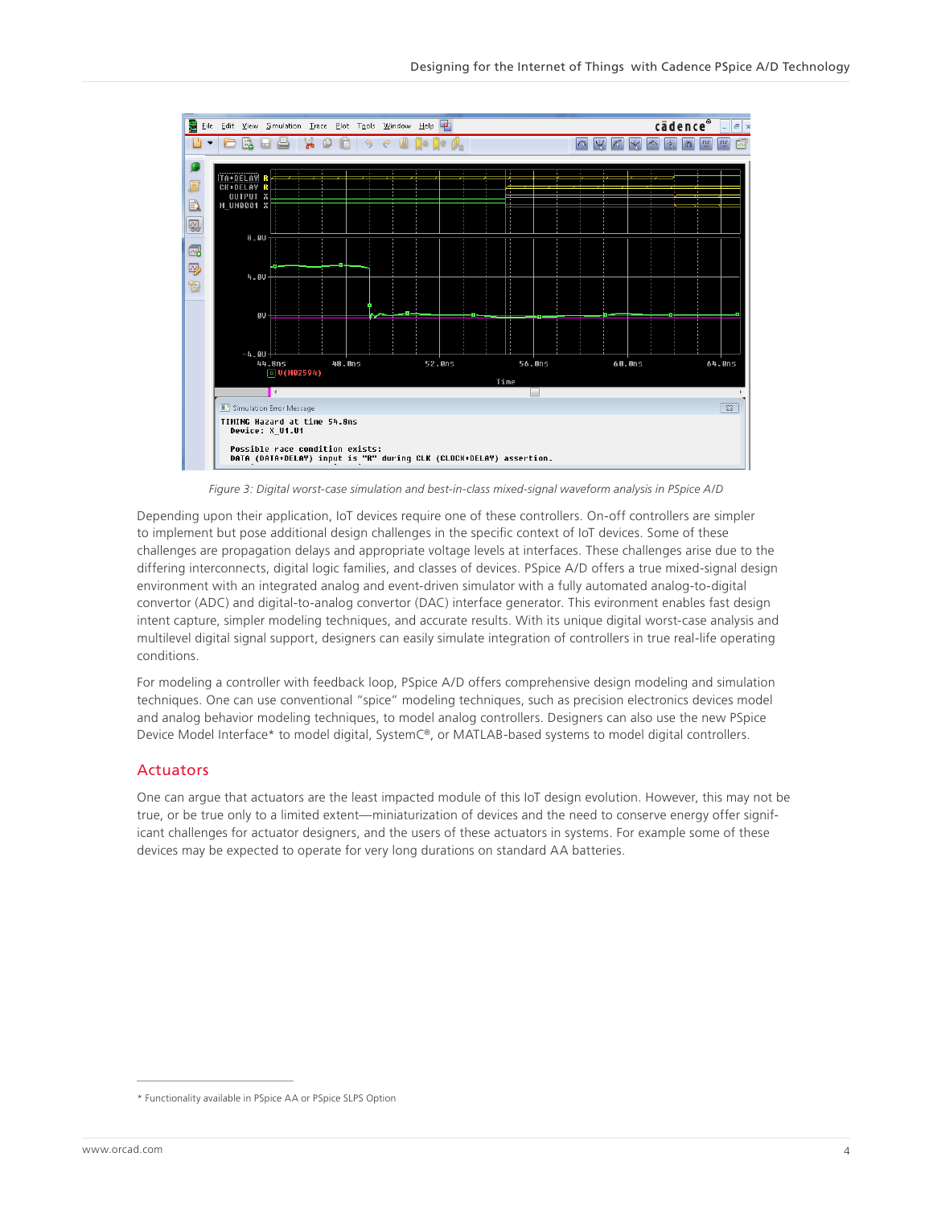Figure 3: Digital worst-case simulation and best-in-class mixed-signal waveform analysis in PSpice A/D

Depending upon their application, IoT devices require one of these controllers. On-off controllers are simpler to implement but pose additional design challenges in the specific context of IoT devices. Some of these challenges are propagation delays and appropriate voltage levels at interfaces. These challenges arise due to the differing interconnects, digital logic families, and classes of devices. PSpice A/D offers a true mixed-signal design environment with an integrated analog and event-driven simulator with a fully automated analog-to-digital convertor (ADC) and digital-to-analog convertor (DAC) interface generator. This evironment enables fast design intent capture, simpler modeling techniques, and accurate results. With its unique digital worst-case analysis and multilevel digital signal support, designers can easily simulate integration of controllers in true real-life operating conditions.

For modeling a controller with feedback loop, PSpice A/D offers comprehensive design modeling and simulation techniques. One can use conventional "spice" modeling techniques, such as precision electronics devices model and analog behavior modeling techniques, to model analog controllers. Designers can also use the new PSpice Device Model Interface* to model digital, SystemC®, or MATLAB-based systems to model digital controllers.

## Actuators

One can argue that actuators are the least impacted module of this IoT design evolution. However, this may not be true, or be true only to a limited extent—miniaturization of devices and the need to conserve energy offer significant challenges for actuator designers, and the users of these actuators in systems. For example some of these devices may be expected to operate for very long durations on standard AA batteries.

* Functionality available in PSpice AA or PSpice SLPS Option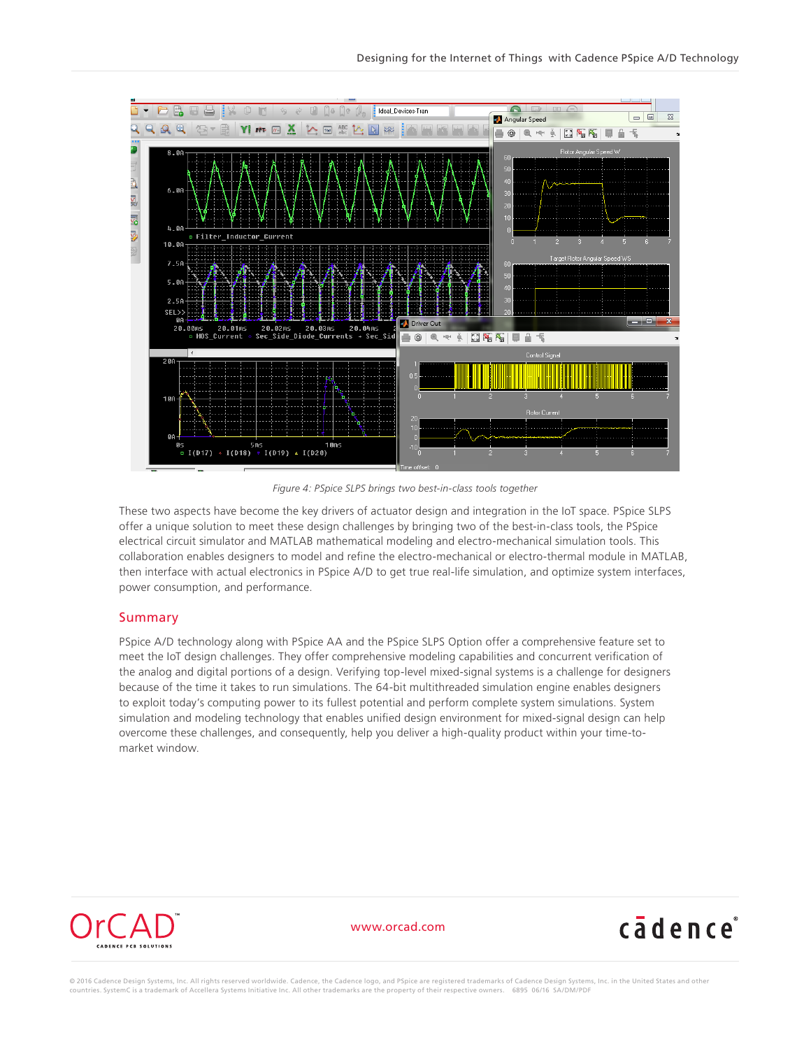*Figure 4: PSpice SLPS brings two best-in-class tools together*

These two aspects have become the key drivers of actuator design and integration in the IoT space. PSpice SLPS offer a unique solution to meet these design challenges by bringing two of the best-in-class tools, the PSpice electrical circuit simulator and MATLAB mathematical modeling and electro-mechanical simulation tools. This collaboration enables designers to model and refine the electro-mechanical or electro-thermal module in MATLAB, then interface with actual electronics in PSpice A/D to get true real-life simulation, and optimize system interfaces, power consumption, and performance.

## Summary

PSpice A/D technology along with PSpice AA and the PSpice SLPS Option offer a comprehensive feature set to meet the IoT design challenges. They offer comprehensive modeling capabilities and concurrent verification of the analog and digital portions of a design. Verifying top-level mixed-signal systems is a challenge for designers because of the time it takes to run simulations. The 64-bit multithreaded simulation engine enables designers to exploit today's computing power to its fullest potential and perform complete system simulations. System simulation and modeling technology that enables unified design environment for mixed-signal design can help overcome these challenges, and consequently, help you deliver a high-quality product within your time-to-market window.

www.orcad.com

© 2016 Cadence Design Systems, Inc. All rights reserved worldwide. Cadence, the Cadence logo, and PSpice are registered trademarks of Cadence Design Systems, Inc. in the United States and other countries. SystemC is a trademark of Accellera Systems Initiative Inc. All other trademarks are the property of their respective owners. 6895 06/16 SA/DM/PDF